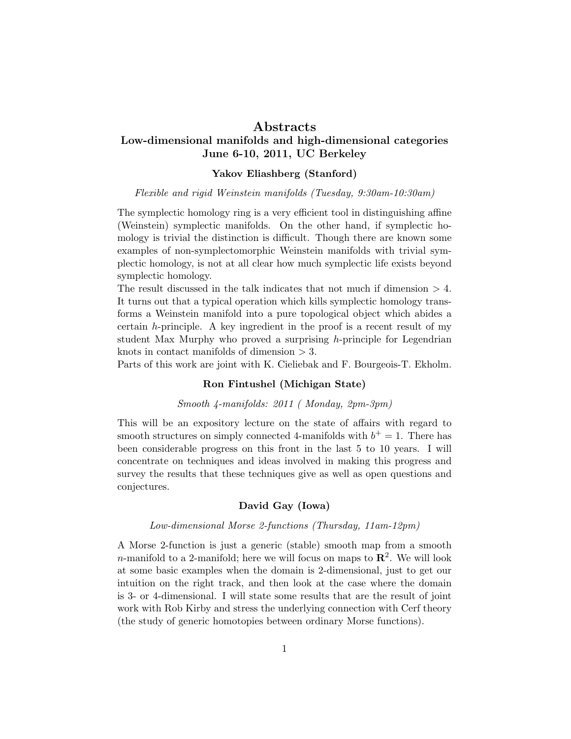# Abstracts

## Low-dimensional manifolds and high-dimensional categories
## June 6-10, 2011, UC Berkeley

### Yakov Eliashberg (Stanford)

*Flexible and rigid Weinstein manifolds (Tuesday, 9:30am-10:30am)*

The symplectic homology ring is a very efficient tool in distinguishing affine (Weinstein) symplectic manifolds. On the other hand, if symplectic homology is trivial the distinction is difficult. Though there are known some examples of non-symplectomorphic Weinstein manifolds with trivial symplectic homology, is not at all clear how much symplectic life exists beyond symplectic homology.

The result discussed in the talk indicates that not much if dimension $> 4$. It turns out that a typical operation which kills symplectic homology transforms a Weinstein manifold into a pure topological object which abides a certain $h$-principle. A key ingredient in the proof is a recent result of my student Max Murphy who proved a surprising $h$-principle for Legendrian knots in contact manifolds of dimension $> 3$.

Parts of this work are joint with K. Cieliebak and F. Bourgeois-T. Ekholm.

### Ron Fintushel (Michigan State)

*Smooth 4-manifolds: 2011 ( Monday, 2pm-3pm)*

This will be an expository lecture on the state of affairs with regard to smooth structures on simply connected 4-manifolds with $b^+ = 1$. There has been considerable progress on this front in the last 5 to 10 years. I will concentrate on techniques and ideas involved in making this progress and survey the results that these techniques give as well as open questions and conjectures.

### David Gay (Iowa)

*Low-dimensional Morse 2-functions (Thursday, 11am-12pm)*

A Morse 2-function is just a generic (stable) smooth map from a smooth $n$-manifold to a 2-manifold; here we will focus on maps to $\mathbf{R}^2$. We will look at some basic examples when the domain is 2-dimensional, just to get our intuition on the right track, and then look at the case where the domain is 3- or 4-dimensional. I will state some results that are the result of joint work with Rob Kirby and stress the underlying connection with Cerf theory (the study of generic homotopies between ordinary Morse functions).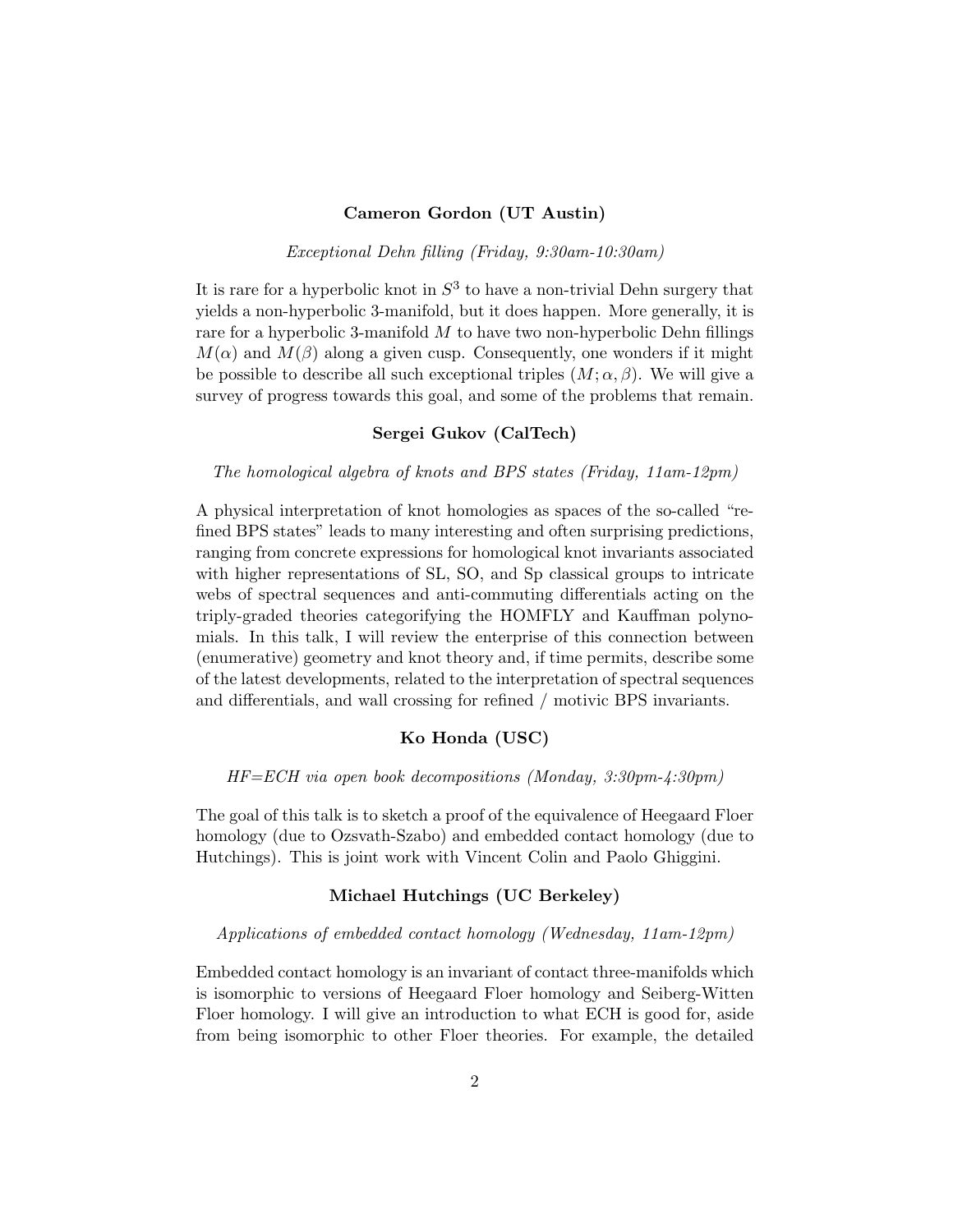### Cameron Gordon (UT Austin)

*Exceptional Dehn filling (Friday, 9:30am-10:30am)*

It is rare for a hyperbolic knot in $S^3$ to have a non-trivial Dehn surgery that yields a non-hyperbolic 3-manifold, but it does happen. More generally, it is rare for a hyperbolic 3-manifold $M$ to have two non-hyperbolic Dehn fillings $M(\alpha)$ and $M(\beta)$ along a given cusp. Consequently, one wonders if it might be possible to describe all such exceptional triples $(M; \alpha, \beta)$. We will give a survey of progress towards this goal, and some of the problems that remain.

### Sergei Gukov (CalTech)

*The homological algebra of knots and BPS states (Friday, 11am-12pm)*

A physical interpretation of knot homologies as spaces of the so-called "refined BPS states" leads to many interesting and often surprising predictions, ranging from concrete expressions for homological knot invariants associated with higher representations of SL, SO, and Sp classical groups to intricate webs of spectral sequences and anti-commuting differentials acting on the triply-graded theories categorifying the HOMFLY and Kauffman polynomials. In this talk, I will review the enterprise of this connection between (enumerative) geometry and knot theory and, if time permits, describe some of the latest developments, related to the interpretation of spectral sequences and differentials, and wall crossing for refined / motivic BPS invariants.

### Ko Honda (USC)

*HF=ECH via open book decompositions (Monday, 3:30pm-4:30pm)*

The goal of this talk is to sketch a proof of the equivalence of Heegaard Floer homology (due to Ozsvath-Szabo) and embedded contact homology (due to Hutchings). This is joint work with Vincent Colin and Paolo Ghiggini.

### Michael Hutchings (UC Berkeley)

*Applications of embedded contact homology (Wednesday, 11am-12pm)*

Embedded contact homology is an invariant of contact three-manifolds which is isomorphic to versions of Heegaard Floer homology and Seiberg-Witten Floer homology. I will give an introduction to what ECH is good for, aside from being isomorphic to other Floer theories. For example, the detailed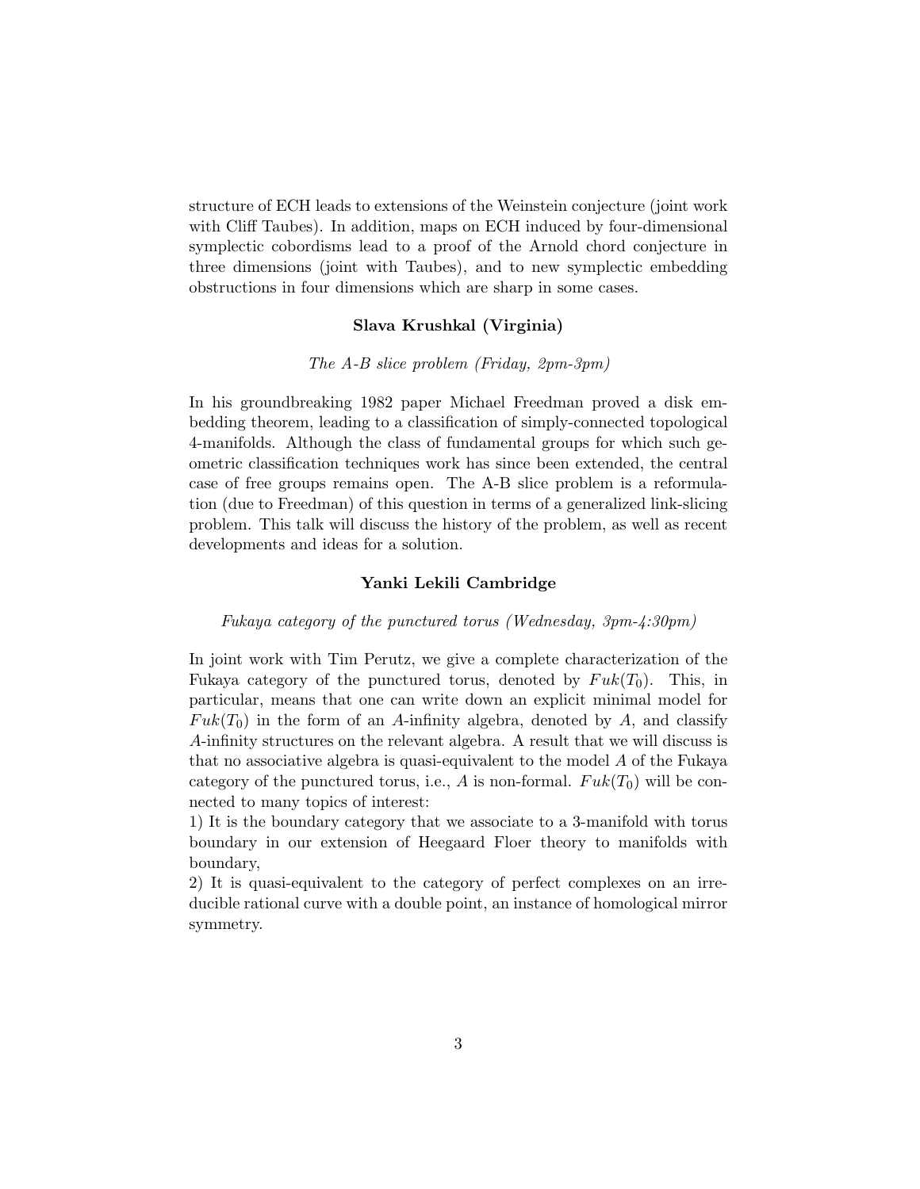structure of ECH leads to extensions of the Weinstein conjecture (joint work with Cliff Taubes). In addition, maps on ECH induced by four-dimensional symplectic cobordisms lead to a proof of the Arnold chord conjecture in three dimensions (joint with Taubes), and to new symplectic embedding obstructions in four dimensions which are sharp in some cases.

**Slava Krushkal (Virginia)**

*The A-B slice problem (Friday, 2pm-3pm)*

In his groundbreaking 1982 paper Michael Freedman proved a disk embedding theorem, leading to a classification of simply-connected topological 4-manifolds. Although the class of fundamental groups for which such geometric classification techniques work has since been extended, the central case of free groups remains open. The A-B slice problem is a reformulation (due to Freedman) of this question in terms of a generalized link-slicing problem. This talk will discuss the history of the problem, as well as recent developments and ideas for a solution.

**Yanki Lekili Cambridge**

*Fukaya category of the punctured torus (Wednesday, 3pm-4:30pm)*

In joint work with Tim Perutz, we give a complete characterization of the Fukaya category of the punctured torus, denoted by $Fuk(T_0)$. This, in particular, means that one can write down an explicit minimal model for $Fuk(T_0)$ in the form of an $A$-infinity algebra, denoted by $A$, and classify $A$-infinity structures on the relevant algebra. A result that we will discuss is that no associative algebra is quasi-equivalent to the model $A$ of the Fukaya category of the punctured torus, i.e., $A$ is non-formal. $Fuk(T_0)$ will be connected to many topics of interest:

1) It is the boundary category that we associate to a 3-manifold with torus boundary in our extension of Heegaard Floer theory to manifolds with boundary,

2) It is quasi-equivalent to the category of perfect complexes on an irreducible rational curve with a double point, an instance of homological mirror symmetry.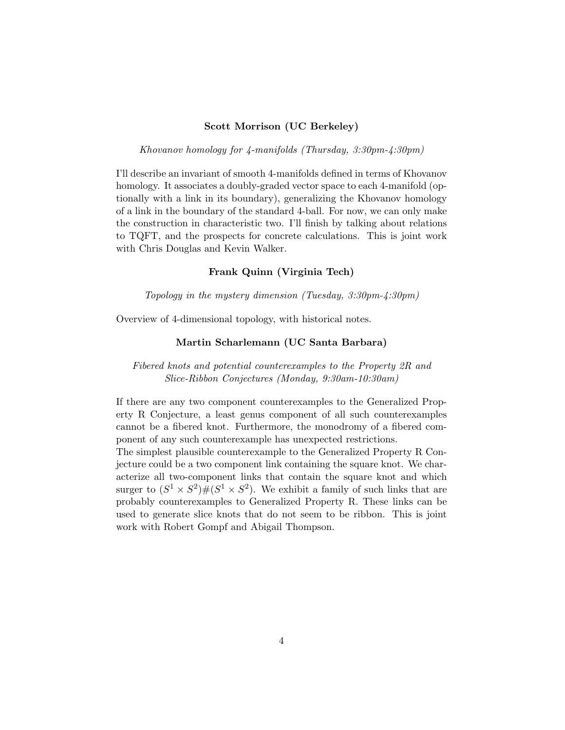### Scott Morrison (UC Berkeley)

*Khovanov homology for 4-manifolds (Thursday, 3:30pm-4:30pm)*

I'll describe an invariant of smooth 4-manifolds defined in terms of Khovanov homology. It associates a doubly-graded vector space to each 4-manifold (optionally with a link in its boundary), generalizing the Khovanov homology of a link in the boundary of the standard 4-ball. For now, we can only make the construction in characteristic two. I'll finish by talking about relations to TQFT, and the prospects for concrete calculations. This is joint work with Chris Douglas and Kevin Walker.

### Frank Quinn (Virginia Tech)

*Topology in the mystery dimension (Tuesday, 3:30pm-4:30pm)*

Overview of 4-dimensional topology, with historical notes.

### Martin Scharlemann (UC Santa Barbara)

*Fibered knots and potential counterexamples to the Property 2R and Slice-Ribbon Conjectures (Monday, 9:30am-10:30am)*

If there are any two component counterexamples to the Generalized Property R Conjecture, a least genus component of all such counterexamples cannot be a fibered knot. Furthermore, the monodromy of a fibered component of any such counterexample has unexpected restrictions.
The simplest plausible counterexample to the Generalized Property R Conjecture could be a two component link containing the square knot. We characterize all two-component links that contain the square knot and which surger to $(S^1 \times S^2)\#(S^1 \times S^2)$. We exhibit a family of such links that are probably counterexamples to Generalized Property R. These links can be used to generate slice knots that do not seem to be ribbon. This is joint work with Robert Gompf and Abigail Thompson.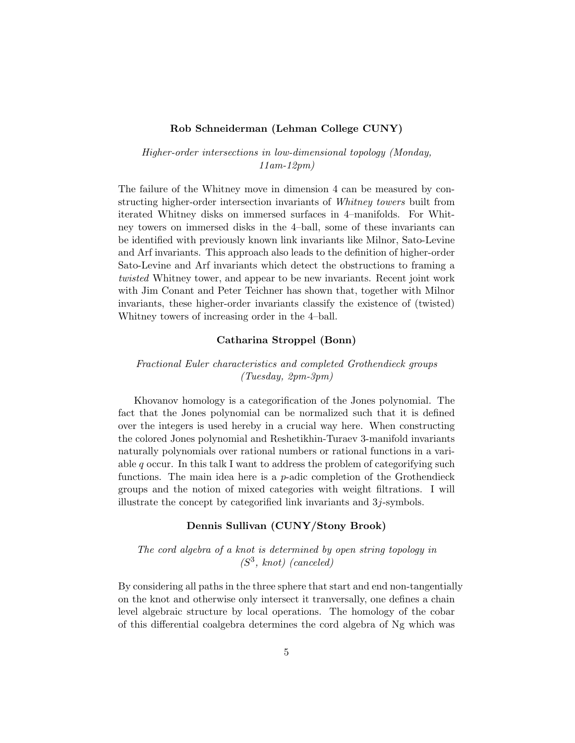### Rob Schneiderman (Lehman College CUNY)

*Higher-order intersections in low-dimensional topology (Monday, 11am-12pm)*

The failure of the Whitney move in dimension 4 can be measured by constructing higher-order intersection invariants of *Whitney towers* built from iterated Whitney disks on immersed surfaces in 4–manifolds. For Whitney towers on immersed disks in the 4–ball, some of these invariants can be identified with previously known link invariants like Milnor, Sato-Levine and Arf invariants. This approach also leads to the definition of higher-order Sato-Levine and Arf invariants which detect the obstructions to framing a *twisted* Whitney tower, and appear to be new invariants. Recent joint work with Jim Conant and Peter Teichner has shown that, together with Milnor invariants, these higher-order invariants classify the existence of (twisted) Whitney towers of increasing order in the 4–ball.

### Catharina Stroppel (Bonn)

*Fractional Euler characteristics and completed Grothendieck groups (Tuesday, 2pm-3pm)*

Khovanov homology is a categorification of the Jones polynomial. The fact that the Jones polynomial can be normalized such that it is defined over the integers is used hereby in a crucial way here. When constructing the colored Jones polynomial and Reshetikhin-Turaev 3-manifold invariants naturally polynomials over rational numbers or rational functions in a variable $q$ occur. In this talk I want to address the problem of categorifying such functions. The main idea here is a $p$-adic completion of the Grothendieck groups and the notion of mixed categories with weight filtrations. I will illustrate the concept by categorified link invariants and $3j$-symbols.

### Dennis Sullivan (CUNY/Stony Brook)

*The cord algebra of a knot is determined by open string topology in ($S^3$, knot) (canceled)*

By considering all paths in the three sphere that start and end non-tangentially on the knot and otherwise only intersect it tranversally, one defines a chain level algebraic structure by local operations. The homology of the cobar of this differential coalgebra determines the cord algebra of Ng which was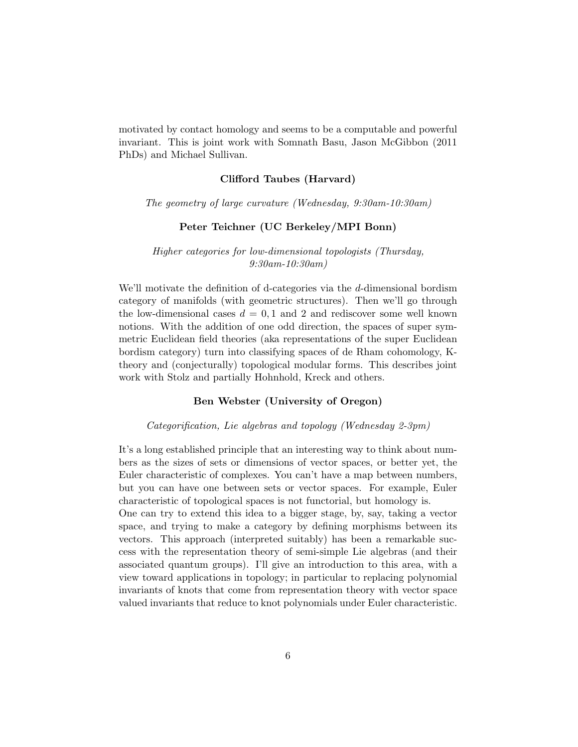motivated by contact homology and seems to be a computable and powerful invariant. This is joint work with Somnath Basu, Jason McGibbon (2011 PhDs) and Michael Sullivan.

**Clifford Taubes (Harvard)**

*The geometry of large curvature (Wednesday, 9:30am-10:30am)*

**Peter Teichner (UC Berkeley/MPI Bonn)**

*Higher categories for low-dimensional topologists (Thursday, 9:30am-10:30am)*

We'll motivate the definition of d-categories via the $d$-dimensional bordism category of manifolds (with geometric structures). Then we'll go through the low-dimensional cases $d = 0, 1$ and 2 and rediscover some well known notions. With the addition of one odd direction, the spaces of super symmetric Euclidean field theories (aka representations of the super Euclidean bordism category) turn into classifying spaces of de Rham cohomology, K-theory and (conjecturally) topological modular forms. This describes joint work with Stolz and partially Hohnhold, Kreck and others.

**Ben Webster (University of Oregon)**

*Categorification, Lie algebras and topology (Wednesday 2-3pm)*

It's a long established principle that an interesting way to think about numbers as the sizes of sets or dimensions of vector spaces, or better yet, the Euler characteristic of complexes. You can't have a map between numbers, but you can have one between sets or vector spaces. For example, Euler characteristic of topological spaces is not functorial, but homology is.
One can try to extend this idea to a bigger stage, by, say, taking a vector space, and trying to make a category by defining morphisms between its vectors. This approach (interpreted suitably) has been a remarkable success with the representation theory of semi-simple Lie algebras (and their associated quantum groups). I'll give an introduction to this area, with a view toward applications in topology; in particular to replacing polynomial invariants of knots that come from representation theory with vector space valued invariants that reduce to knot polynomials under Euler characteristic.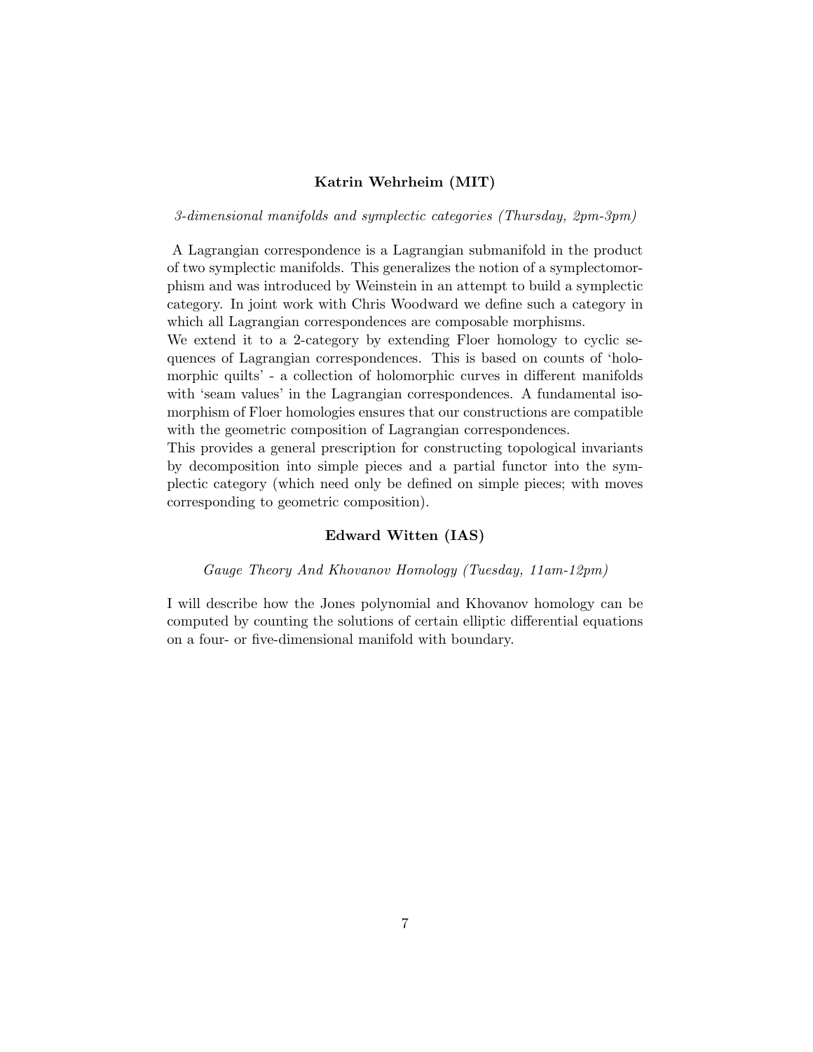### Katrin Wehrheim (MIT)

*3-dimensional manifolds and symplectic categories (Thursday, 2pm-3pm)*

A Lagrangian correspondence is a Lagrangian submanifold in the product of two symplectic manifolds. This generalizes the notion of a symplectomorphism and was introduced by Weinstein in an attempt to build a symplectic category. In joint work with Chris Woodward we define such a category in which all Lagrangian correspondences are composable morphisms.

We extend it to a 2-category by extending Floer homology to cyclic sequences of Lagrangian correspondences. This is based on counts of 'holomorphic quilts' - a collection of holomorphic curves in different manifolds with 'seam values' in the Lagrangian correspondences. A fundamental isomorphism of Floer homologies ensures that our constructions are compatible with the geometric composition of Lagrangian correspondences.

This provides a general prescription for constructing topological invariants by decomposition into simple pieces and a partial functor into the symplectic category (which need only be defined on simple pieces; with moves corresponding to geometric composition).

### Edward Witten (IAS)

*Gauge Theory And Khovanov Homology (Tuesday, 11am-12pm)*

I will describe how the Jones polynomial and Khovanov homology can be computed by counting the solutions of certain elliptic differential equations on a four- or five-dimensional manifold with boundary.